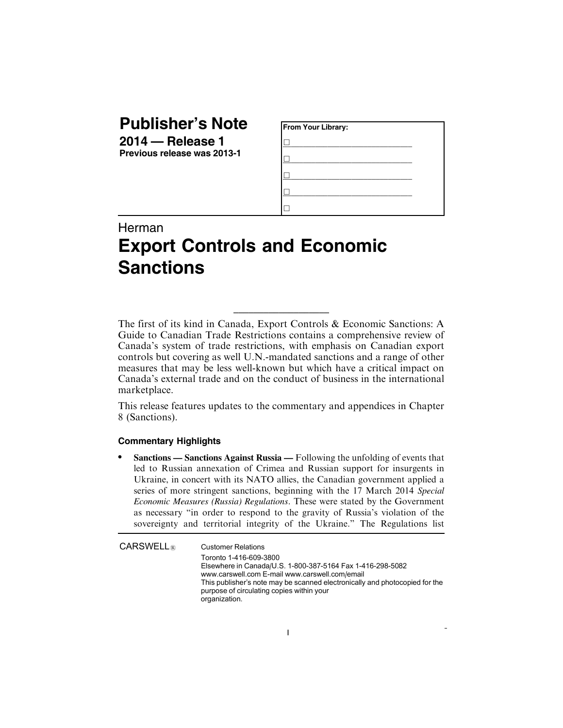# Publisher's Note

**2014 — Release 1**
**Previous release was 2013-1**

| From Your Library: |
| --- |
| ☐ |
| ☐ |
| ☐ |
| ☐ |
| ☐ |

Herman

## Export Controls and Economic Sanctions

The first of its kind in Canada, Export Controls & Economic Sanctions: A Guide to Canadian Trade Restrictions contains a comprehensive review of Canada's system of trade restrictions, with emphasis on Canadian export controls but covering as well U.N.-mandated sanctions and a range of other measures that may be less well-known but which have a critical impact on Canada's external trade and on the conduct of business in the international marketplace.

This release features updates to the commentary and appendices in Chapter 8 (Sanctions).

### Commentary Highlights

- **Sanctions — Sanctions Against Russia —** Following the unfolding of events that led to Russian annexation of Crimea and Russian support for insurgents in Ukraine, in concert with its NATO allies, the Canadian government applied a series of more stringent sanctions, beginning with the 17 March 2014 *Special Economic Measures (Russia) Regulations*. These were stated by the Government as necessary "in order to respond to the gravity of Russia's violation of the sovereignty and territorial integrity of the Ukraine." The Regulations list

CARSWELL® Customer Relations
Toronto 1-416-609-3800
Elsewhere in Canada/U.S. 1-800-387-5164 Fax 1-416-298-5082
www.carswell.com E-mail www.carswell.com/email
This publisher's note may be scanned electronically and photocopied for the purpose of circulating copies within your organization.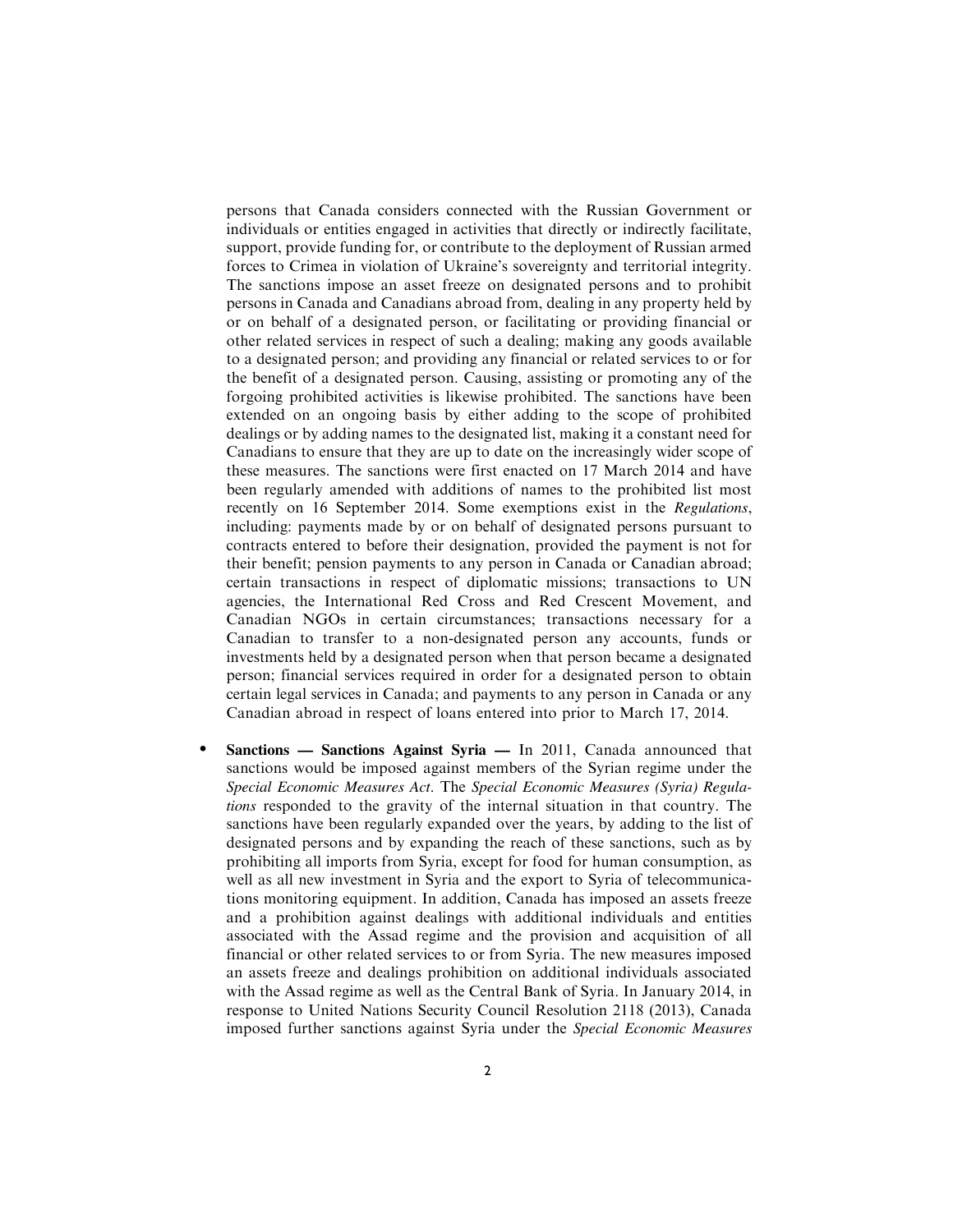persons that Canada considers connected with the Russian Government or individuals or entities engaged in activities that directly or indirectly facilitate, support, provide funding for, or contribute to the deployment of Russian armed forces to Crimea in violation of Ukraine's sovereignty and territorial integrity. The sanctions impose an asset freeze on designated persons and to prohibit persons in Canada and Canadians abroad from, dealing in any property held by or on behalf of a designated person, or facilitating or providing financial or other related services in respect of such a dealing; making any goods available to a designated person; and providing any financial or related services to or for the benefit of a designated person. Causing, assisting or promoting any of the forgoing prohibited activities is likewise prohibited. The sanctions have been extended on an ongoing basis by either adding to the scope of prohibited dealings or by adding names to the designated list, making it a constant need for Canadians to ensure that they are up to date on the increasingly wider scope of these measures. The sanctions were first enacted on 17 March 2014 and have been regularly amended with additions of names to the prohibited list most recently on 16 September 2014. Some exemptions exist in the *Regulations*, including: payments made by or on behalf of designated persons pursuant to contracts entered to before their designation, provided the payment is not for their benefit; pension payments to any person in Canada or Canadian abroad; certain transactions in respect of diplomatic missions; transactions to UN agencies, the International Red Cross and Red Crescent Movement, and Canadian NGOs in certain circumstances; transactions necessary for a Canadian to transfer to a non-designated person any accounts, funds or investments held by a designated person when that person became a designated person; financial services required in order for a designated person to obtain certain legal services in Canada; and payments to any person in Canada or any Canadian abroad in respect of loans entered into prior to March 17, 2014.

- **Sanctions — Sanctions Against Syria —** In 2011, Canada announced that sanctions would be imposed against members of the Syrian regime under the *Special Economic Measures Act*. The *Special Economic Measures (Syria) Regulations* responded to the gravity of the internal situation in that country. The sanctions have been regularly expanded over the years, by adding to the list of designated persons and by expanding the reach of these sanctions, such as by prohibiting all imports from Syria, except for food for human consumption, as well as all new investment in Syria and the export to Syria of telecommunications monitoring equipment. In addition, Canada has imposed an assets freeze and a prohibition against dealings with additional individuals and entities associated with the Assad regime and the provision and acquisition of all financial or other related services to or from Syria. The new measures imposed an assets freeze and dealings prohibition on additional individuals associated with the Assad regime as well as the Central Bank of Syria. In January 2014, in response to United Nations Security Council Resolution 2118 (2013), Canada imposed further sanctions against Syria under the *Special Economic Measures*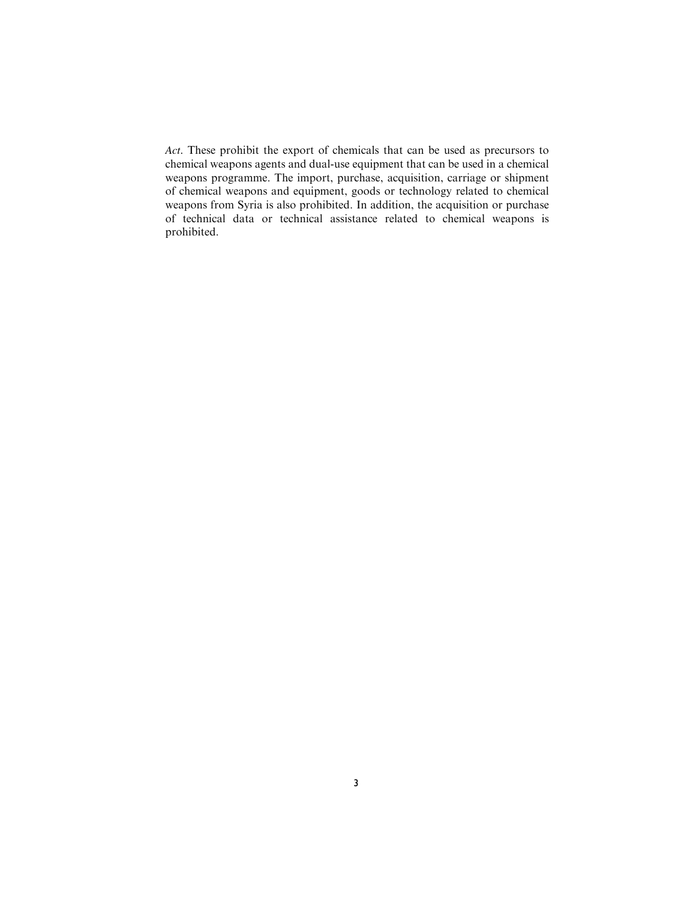*Act*. These prohibit the export of chemicals that can be used as precursors to chemical weapons agents and dual-use equipment that can be used in a chemical weapons programme. The import, purchase, acquisition, carriage or shipment of chemical weapons and equipment, goods or technology related to chemical weapons from Syria is also prohibited. In addition, the acquisition or purchase of technical data or technical assistance related to chemical weapons is prohibited.